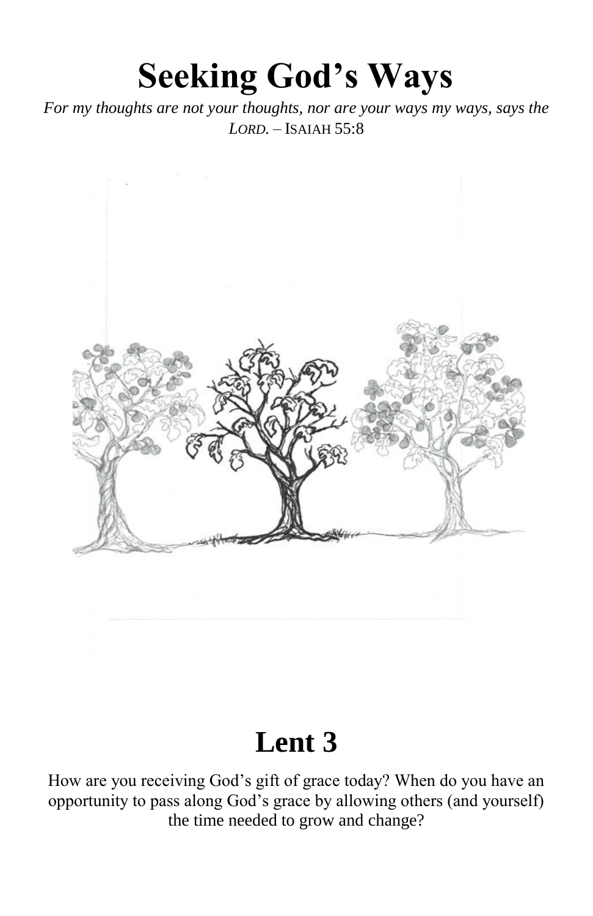# Seeking God's Ways

*For my thoughts are not your thoughts, nor are your ways my ways, says the LORD.* – ISAIAH 55:8

## Lent 3

How are you receiving God's gift of grace today? When do you have an opportunity to pass along God's grace by allowing others (and yourself) the time needed to grow and change?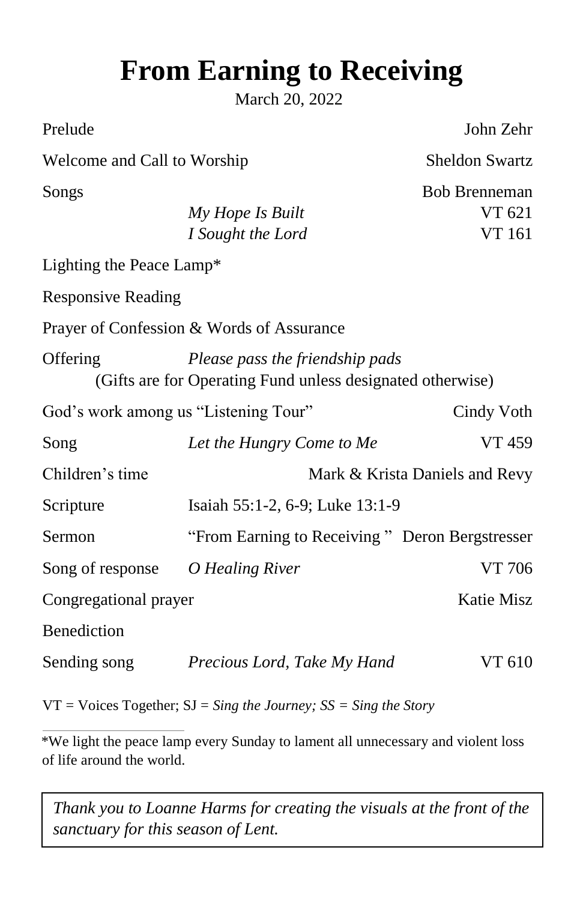# From Earning to Receiving

March 20, 2022

| | | |
|---|---|---|
| Prelude | | John Zehr |
| Welcome and Call to Worship | | Sheldon Swartz |
| Songs | | Bob Brenneman |
| | *My Hope Is Built* | VT 621 |
| | *I Sought the Lord* | VT 161 |
| Lighting the Peace Lamp* | | |
| Responsive Reading | | |
| Prayer of Confession & Words of Assurance | | |
| Offering | *Please pass the friendship pads* (Gifts are for Operating Fund unless designated otherwise) | |
| God's work among us "Listening Tour" | | Cindy Voth |
| Song | *Let the Hungry Come to Me* | VT 459 |
| Children's time | | Mark & Krista Daniels and Revy |
| Scripture | Isaiah 55:1-2, 6-9; Luke 13:1-9 | |
| Sermon | "From Earning to Receiving " | Deron Bergstresser |
| Song of response | *O Healing River* | VT 706 |
| Congregational prayer | | Katie Misz |
| Benediction | | |
| Sending song | *Precious Lord, Take My Hand* | VT 610 |

VT = Voices Together; SJ = *Sing the Journey; SS = Sing the Story*

*We light the peace lamp every Sunday to lament all unnecessary and violent loss of life around the world.

*Thank you to Loanne Harms for creating the visuals at the front of the sanctuary for this season of Lent.*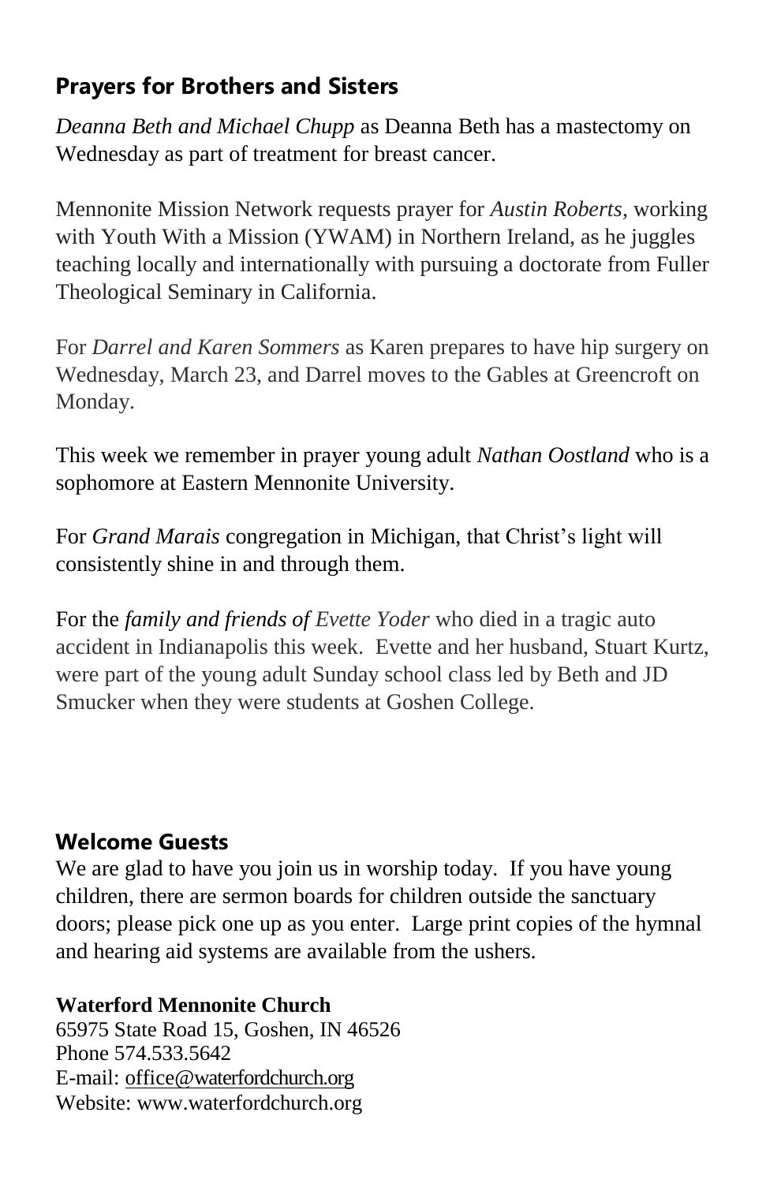## Prayers for Brothers and Sisters

*Deanna Beth and Michael Chupp* as Deanna Beth has a mastectomy on Wednesday as part of treatment for breast cancer.

Mennonite Mission Network requests prayer for *Austin Roberts*, working with Youth With a Mission (YWAM) in Northern Ireland, as he juggles teaching locally and internationally with pursuing a doctorate from Fuller Theological Seminary in California.

For *Darrel and Karen Sommers* as Karen prepares to have hip surgery on Wednesday, March 23, and Darrel moves to the Gables at Greencroft on Monday.

This week we remember in prayer young adult *Nathan Oostland* who is a sophomore at Eastern Mennonite University.

For *Grand Marais* congregation in Michigan, that Christ's light will consistently shine in and through them.

For the *family and friends of Evette Yoder* who died in a tragic auto accident in Indianapolis this week. Evette and her husband, Stuart Kurtz, were part of the young adult Sunday school class led by Beth and JD Smucker when they were students at Goshen College.

## Welcome Guests

We are glad to have you join us in worship today. If you have young children, there are sermon boards for children outside the sanctuary doors; please pick one up as you enter. Large print copies of the hymnal and hearing aid systems are available from the ushers.

**Waterford Mennonite Church**
65975 State Road 15, Goshen, IN 46526
Phone 574.533.5642
E-mail: office@waterfordchurch.org
Website: www.waterfordchurch.org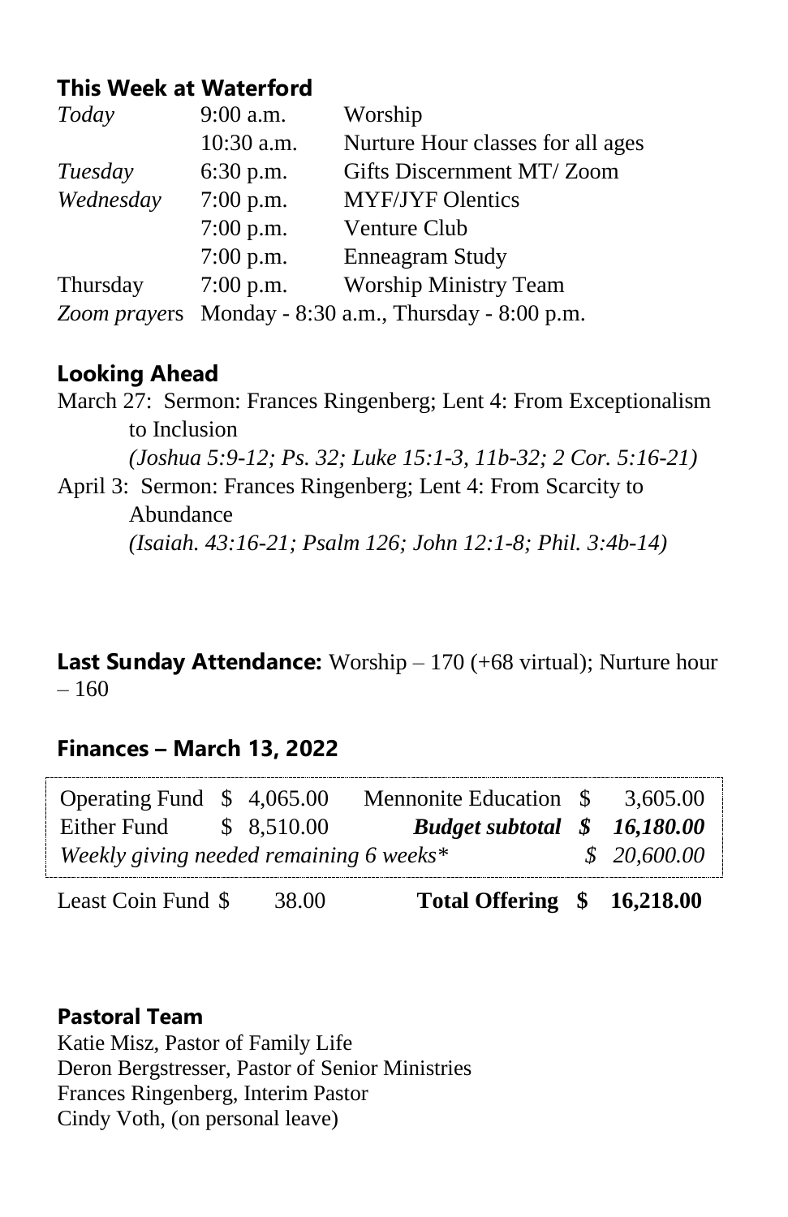## This Week at Waterford

| | | |
|---|---|---|
| *Today* | 9:00 a.m. | Worship |
| | 10:30 a.m. | Nurture Hour classes for all ages |
| *Tuesday* | 6:30 p.m. | Gifts Discernment MT/ Zoom |
| *Wednesday* | 7:00 p.m. | MYF/JYF Olentics |
| | 7:00 p.m. | Venture Club |
| | 7:00 p.m. | Enneagram Study |
| Thursday | 7:00 p.m. | Worship Ministry Team |
| *Zoom prayer*s | Monday - 8:30 a.m., Thursday - 8:00 p.m. | |

## Looking Ahead

March 27: Sermon: Frances Ringenberg; Lent 4: From Exceptionalism to Inclusion
*(Joshua 5:9-12; Ps. 32; Luke 15:1-3, 11b-32; 2 Cor. 5:16-21)*

April 3: Sermon: Frances Ringenberg; Lent 4: From Scarcity to Abundance
*(Isaiah. 43:16-21; Psalm 126; John 12:1-8; Phil. 3:4b-14)*

**Last Sunday Attendance:** Worship – 170 (+68 virtual); Nurture hour – 160

## Finances – March 13, 2022

| | | | |
|---|---|---|---|
| Operating Fund | $ 4,065.00 | Mennonite Education | $ 3,605.00 |
| Either Fund | $ 8,510.00 | ***Budget subtotal*** | ***$ 16,180.00*** |
| *Weekly giving needed remaining 6 weeks** | | | *$ 20,600.00* |
| Least Coin Fund | $ 38.00 | **Total Offering** | **$ 16,218.00** |

## Pastoral Team

Katie Misz, Pastor of Family Life
Deron Bergstresser, Pastor of Senior Ministries
Frances Ringenberg, Interim Pastor
Cindy Voth, (on personal leave)